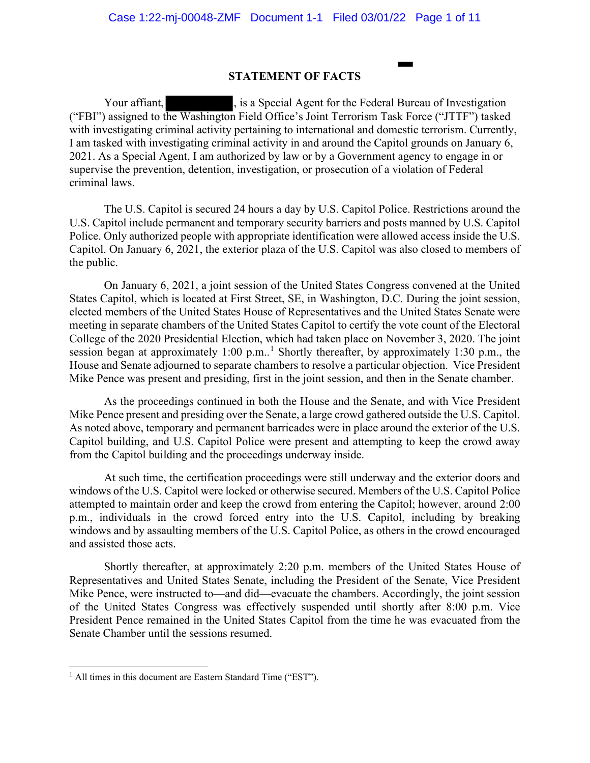## STATEMENT OF FACTS

Your affiant, [REDACTED], is a Special Agent for the Federal Bureau of Investigation ("FBI") assigned to the Washington Field Office's Joint Terrorism Task Force ("JTTF") tasked with investigating criminal activity pertaining to international and domestic terrorism. Currently, I am tasked with investigating criminal activity in and around the Capitol grounds on January 6, 2021. As a Special Agent, I am authorized by law or by a Government agency to engage in or supervise the prevention, detention, investigation, or prosecution of a violation of Federal criminal laws.

The U.S. Capitol is secured 24 hours a day by U.S. Capitol Police. Restrictions around the U.S. Capitol include permanent and temporary security barriers and posts manned by U.S. Capitol Police. Only authorized people with appropriate identification were allowed access inside the U.S. Capitol. On January 6, 2021, the exterior plaza of the U.S. Capitol was also closed to members of the public.

On January 6, 2021, a joint session of the United States Congress convened at the United States Capitol, which is located at First Street, SE, in Washington, D.C. During the joint session, elected members of the United States House of Representatives and the United States Senate were meeting in separate chambers of the United States Capitol to certify the vote count of the Electoral College of the 2020 Presidential Election, which had taken place on November 3, 2020. The joint session began at approximately 1:00 p.m..[1] Shortly thereafter, by approximately 1:30 p.m., the House and Senate adjourned to separate chambers to resolve a particular objection. Vice President Mike Pence was present and presiding, first in the joint session, and then in the Senate chamber.

As the proceedings continued in both the House and the Senate, and with Vice President Mike Pence present and presiding over the Senate, a large crowd gathered outside the U.S. Capitol. As noted above, temporary and permanent barricades were in place around the exterior of the U.S. Capitol building, and U.S. Capitol Police were present and attempting to keep the crowd away from the Capitol building and the proceedings underway inside.

At such time, the certification proceedings were still underway and the exterior doors and windows of the U.S. Capitol were locked or otherwise secured. Members of the U.S. Capitol Police attempted to maintain order and keep the crowd from entering the Capitol; however, around 2:00 p.m., individuals in the crowd forced entry into the U.S. Capitol, including by breaking windows and by assaulting members of the U.S. Capitol Police, as others in the crowd encouraged and assisted those acts.

Shortly thereafter, at approximately 2:20 p.m. members of the United States House of Representatives and United States Senate, including the President of the Senate, Vice President Mike Pence, were instructed to—and did—evacuate the chambers. Accordingly, the joint session of the United States Congress was effectively suspended until shortly after 8:00 p.m. Vice President Pence remained in the United States Capitol from the time he was evacuated from the Senate Chamber until the sessions resumed.

---

[1] All times in this document are Eastern Standard Time ("EST").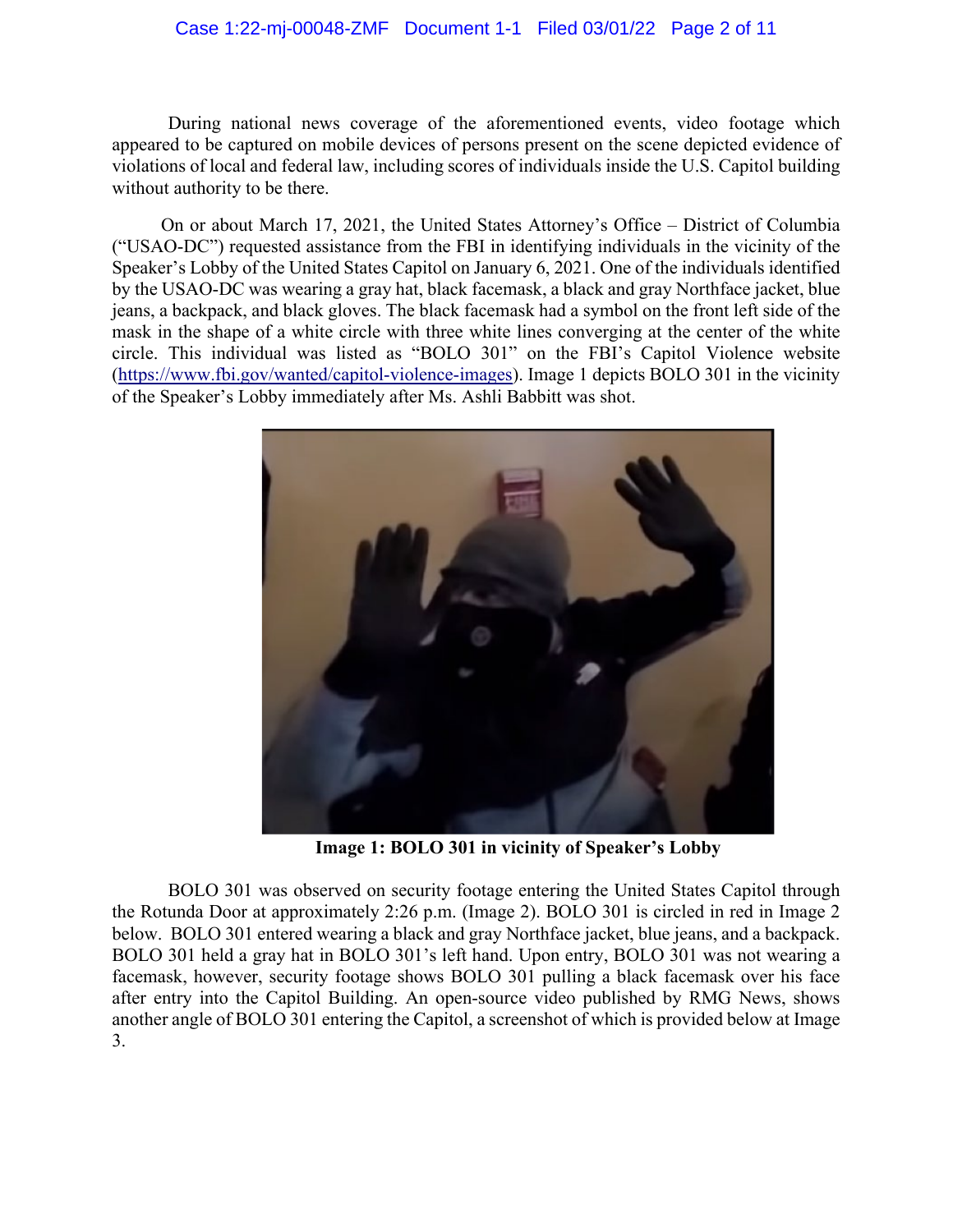During national news coverage of the aforementioned events, video footage which appeared to be captured on mobile devices of persons present on the scene depicted evidence of violations of local and federal law, including scores of individuals inside the U.S. Capitol building without authority to be there.

On or about March 17, 2021, the United States Attorney's Office – District of Columbia ("USAO-DC") requested assistance from the FBI in identifying individuals in the vicinity of the Speaker's Lobby of the United States Capitol on January 6, 2021. One of the individuals identified by the USAO-DC was wearing a gray hat, black facemask, a black and gray Northface jacket, blue jeans, a backpack, and black gloves. The black facemask had a symbol on the front left side of the mask in the shape of a white circle with three white lines converging at the center of the white circle. This individual was listed as "BOLO 301" on the FBI's Capitol Violence website (https://www.fbi.gov/wanted/capitol-violence-images). Image 1 depicts BOLO 301 in the vicinity of the Speaker's Lobby immediately after Ms. Ashli Babbitt was shot.

**Image 1: BOLO 301 in vicinity of Speaker's Lobby**

BOLO 301 was observed on security footage entering the United States Capitol through the Rotunda Door at approximately 2:26 p.m. (Image 2). BOLO 301 is circled in red in Image 2 below. BOLO 301 entered wearing a black and gray Northface jacket, blue jeans, and a backpack. BOLO 301 held a gray hat in BOLO 301's left hand. Upon entry, BOLO 301 was not wearing a facemask, however, security footage shows BOLO 301 pulling a black facemask over his face after entry into the Capitol Building. An open-source video published by RMG News, shows another angle of BOLO 301 entering the Capitol, a screenshot of which is provided below at Image 3.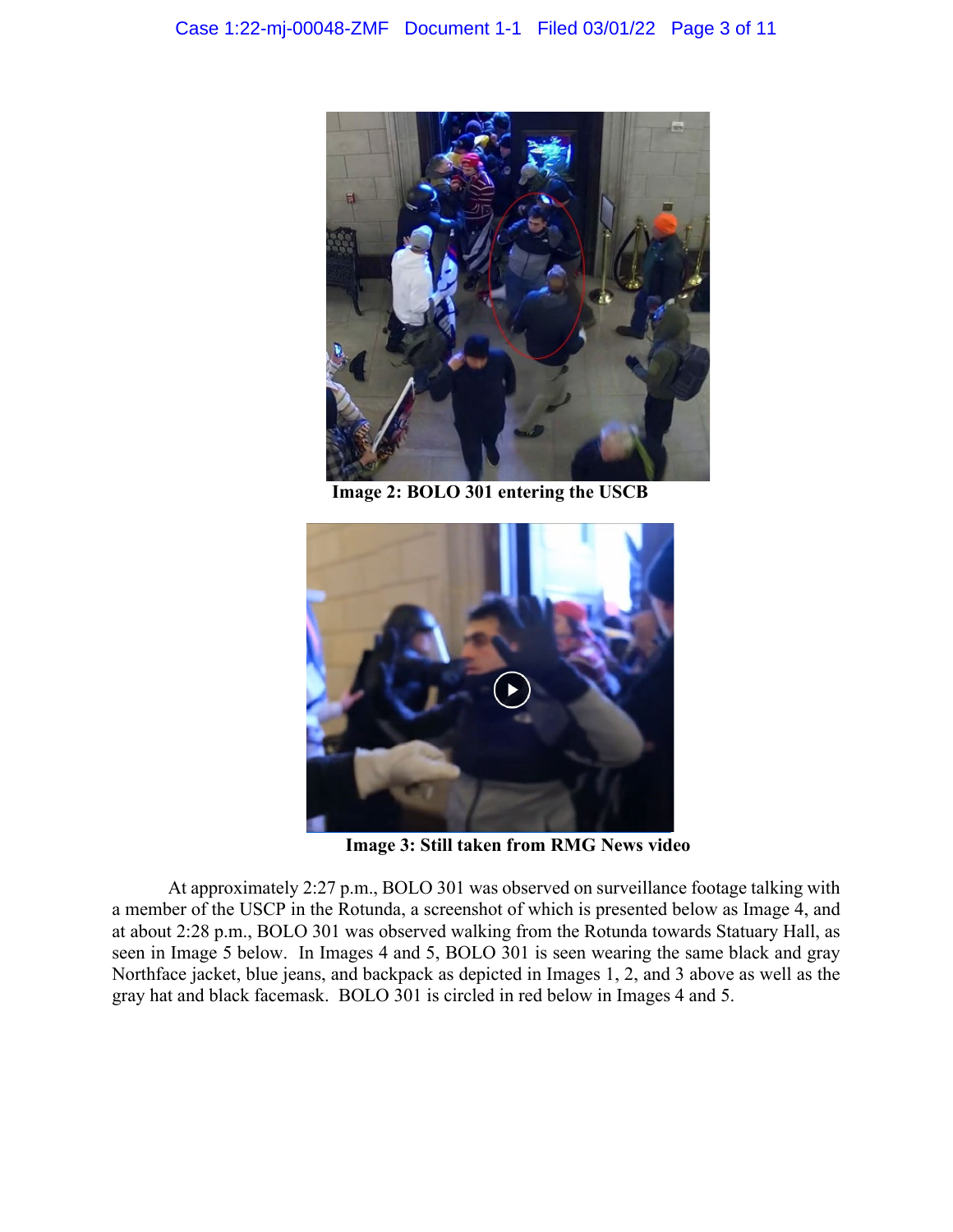Image 2: BOLO 301 entering the USCB

Image 3: Still taken from RMG News video

At approximately 2:27 p.m., BOLO 301 was observed on surveillance footage talking with a member of the USCP in the Rotunda, a screenshot of which is presented below as Image 4, and at about 2:28 p.m., BOLO 301 was observed walking from the Rotunda towards Statuary Hall, as seen in Image 5 below. In Images 4 and 5, BOLO 301 is seen wearing the same black and gray Northface jacket, blue jeans, and backpack as depicted in Images 1, 2, and 3 above as well as the gray hat and black facemask. BOLO 301 is circled in red below in Images 4 and 5.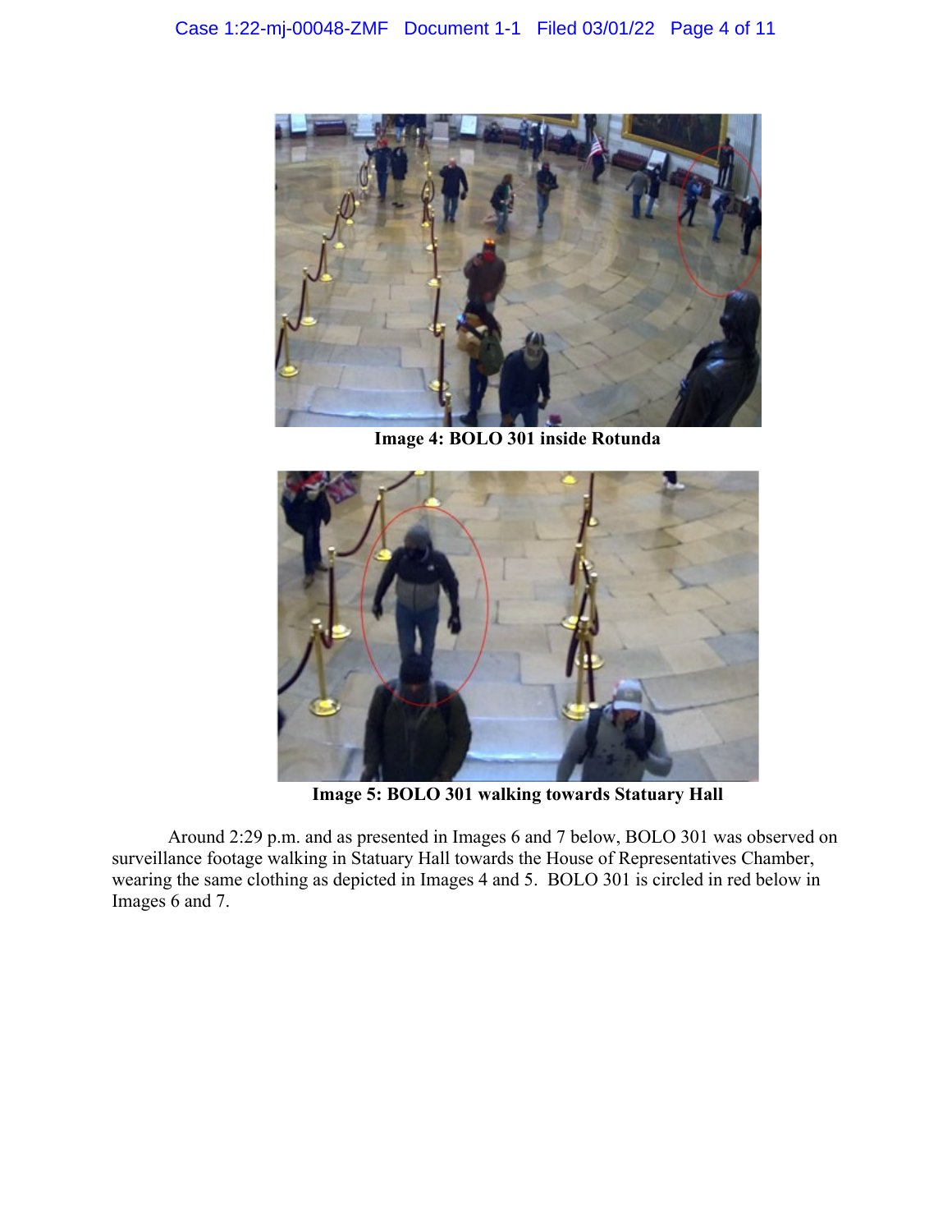**Image 4: BOLO 301 inside Rotunda**

**Image 5: BOLO 301 walking towards Statuary Hall**

Around 2:29 p.m. and as presented in Images 6 and 7 below, BOLO 301 was observed on surveillance footage walking in Statuary Hall towards the House of Representatives Chamber, wearing the same clothing as depicted in Images 4 and 5. BOLO 301 is circled in red below in Images 6 and 7.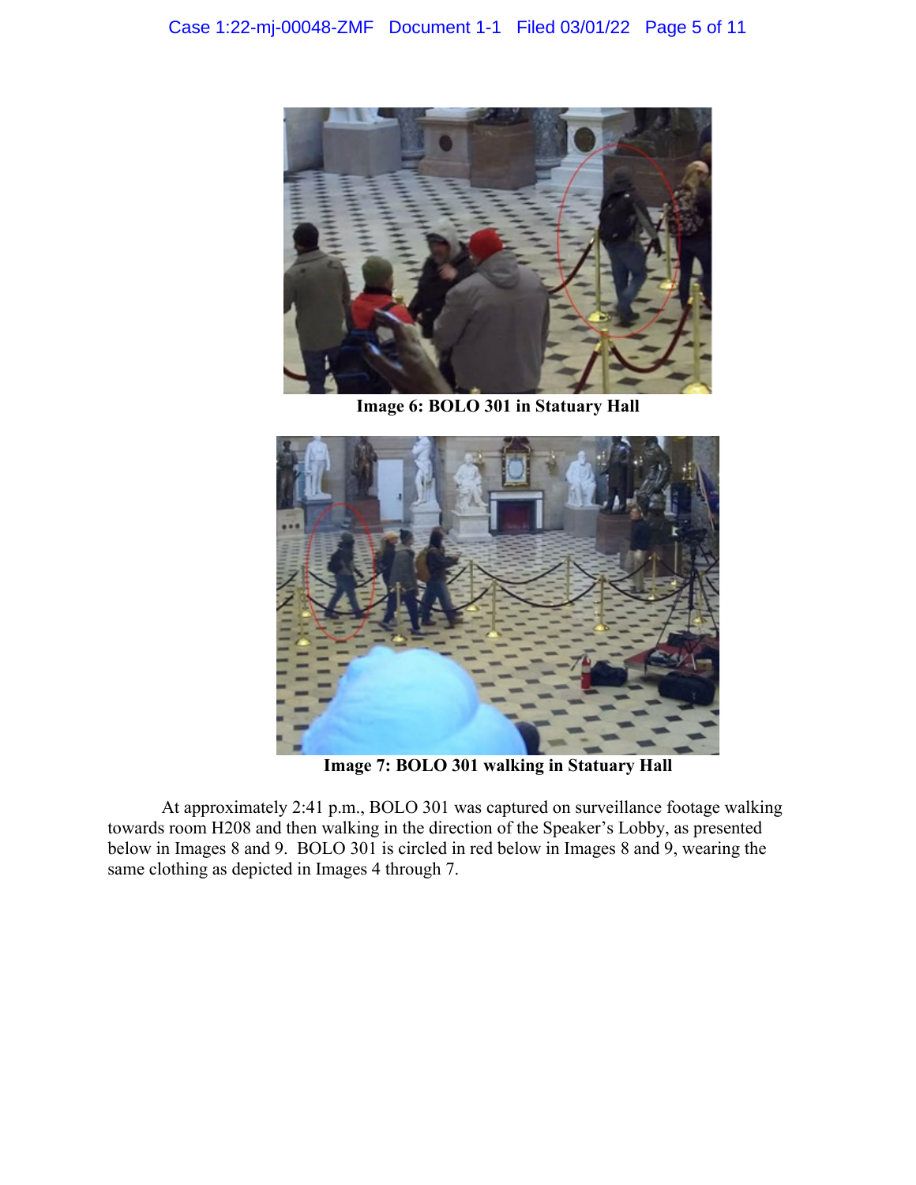Image 6: BOLO 301 in Statuary Hall

Image 7: BOLO 301 walking in Statuary Hall

At approximately 2:41 p.m., BOLO 301 was captured on surveillance footage walking towards room H208 and then walking in the direction of the Speaker's Lobby, as presented below in Images 8 and 9. BOLO 301 is circled in red below in Images 8 and 9, wearing the same clothing as depicted in Images 4 through 7.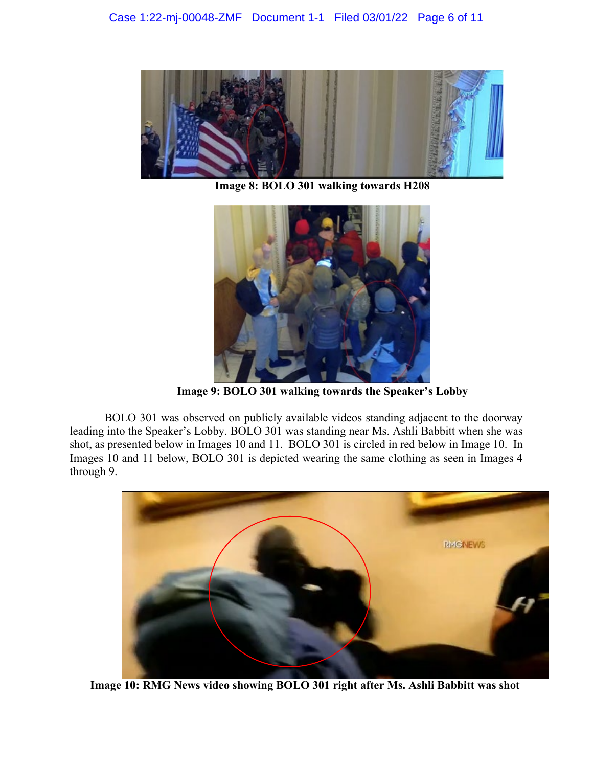**Image 8: BOLO 301 walking towards H208**

**Image 9: BOLO 301 walking towards the Speaker's Lobby**

BOLO 301 was observed on publicly available videos standing adjacent to the doorway leading into the Speaker's Lobby. BOLO 301 was standing near Ms. Ashli Babbitt when she was shot, as presented below in Images 10 and 11. BOLO 301 is circled in red below in Image 10. In Images 10 and 11 below, BOLO 301 is depicted wearing the same clothing as seen in Images 4 through 9.

**Image 10: RMG News video showing BOLO 301 right after Ms. Ashli Babbitt was shot**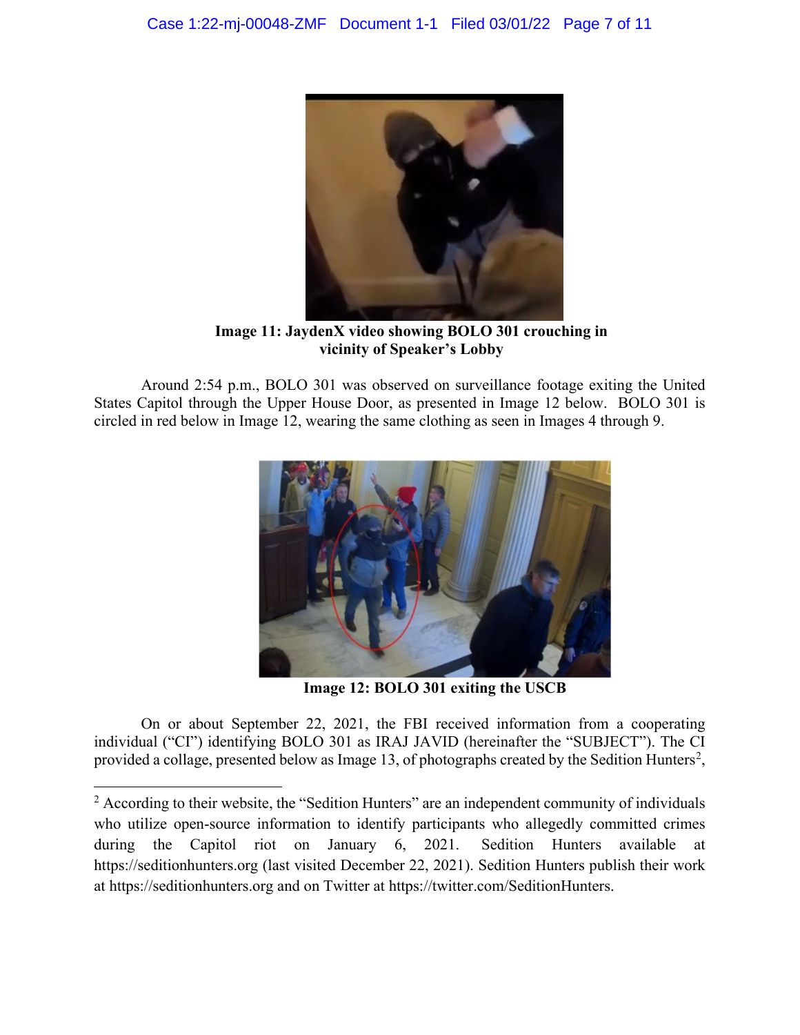**Image 11: JaydenX video showing BOLO 301 crouching in vicinity of Speaker's Lobby**

Around 2:54 p.m., BOLO 301 was observed on surveillance footage exiting the United States Capitol through the Upper House Door, as presented in Image 12 below. BOLO 301 is circled in red below in Image 12, wearing the same clothing as seen in Images 4 through 9.

**Image 12: BOLO 301 exiting the USCB**

On or about September 22, 2021, the FBI received information from a cooperating individual ("CI") identifying BOLO 301 as IRAJ JAVID (hereinafter the "SUBJECT"). The CI provided a collage, presented below as Image 13, of photographs created by the Sedition Hunters[2],

---

[2] According to their website, the "Sedition Hunters" are an independent community of individuals who utilize open-source information to identify participants who allegedly committed crimes during the Capitol riot on January 6, 2021. Sedition Hunters available at https://seditionhunters.org (last visited December 22, 2021). Sedition Hunters publish their work at https://seditionhunters.org and on Twitter at https://twitter.com/SeditionHunters.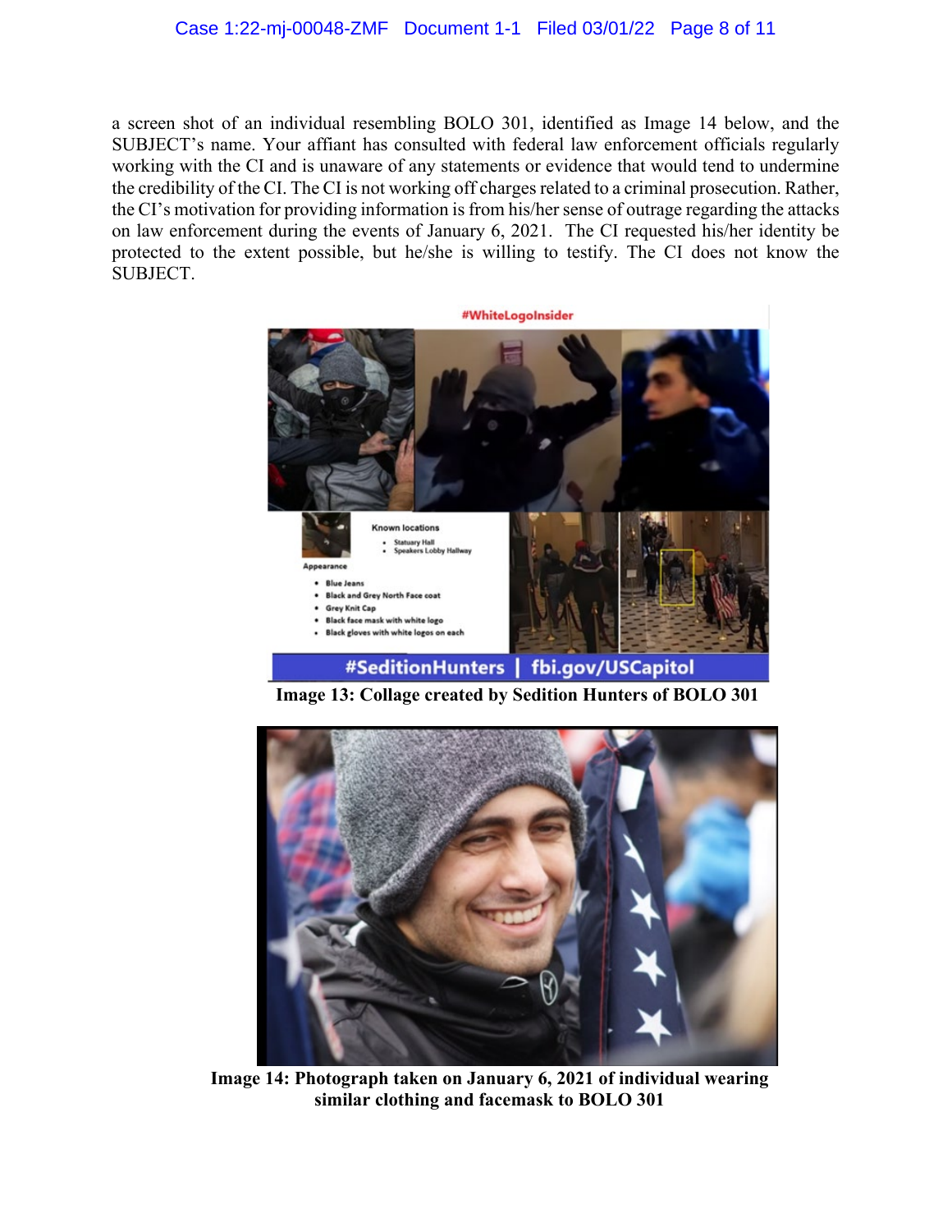a screen shot of an individual resembling BOLO 301, identified as Image 14 below, and the SUBJECT's name. Your affiant has consulted with federal law enforcement officials regularly working with the CI and is unaware of any statements or evidence that would tend to undermine the credibility of the CI. The CI is not working off charges related to a criminal prosecution. Rather, the CI's motivation for providing information is from his/her sense of outrage regarding the attacks on law enforcement during the events of January 6, 2021. The CI requested his/her identity be protected to the extent possible, but he/she is willing to testify. The CI does not know the SUBJECT.

**Image 13: Collage created by Sedition Hunters of BOLO 301**

**Image 14: Photograph taken on January 6, 2021 of individual wearing similar clothing and facemask to BOLO 301**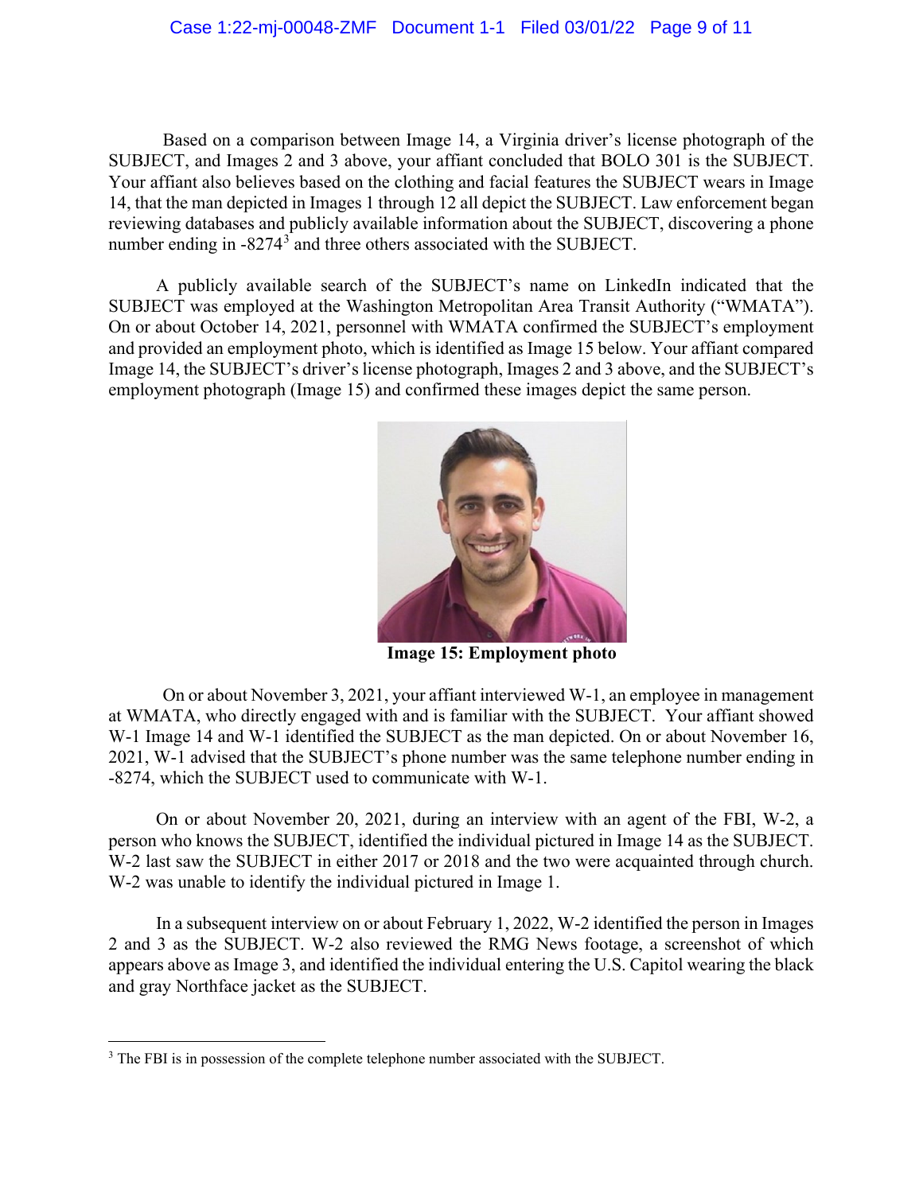Based on a comparison between Image 14, a Virginia driver's license photograph of the SUBJECT, and Images 2 and 3 above, your affiant concluded that BOLO 301 is the SUBJECT. Your affiant also believes based on the clothing and facial features the SUBJECT wears in Image 14, that the man depicted in Images 1 through 12 all depict the SUBJECT. Law enforcement began reviewing databases and publicly available information about the SUBJECT, discovering a phone number ending in -8274[3] and three others associated with the SUBJECT.

A publicly available search of the SUBJECT's name on LinkedIn indicated that the SUBJECT was employed at the Washington Metropolitan Area Transit Authority ("WMATA"). On or about October 14, 2021, personnel with WMATA confirmed the SUBJECT's employment and provided an employment photo, which is identified as Image 15 below. Your affiant compared Image 14, the SUBJECT's driver's license photograph, Images 2 and 3 above, and the SUBJECT's employment photograph (Image 15) and confirmed these images depict the same person.

**Image 15: Employment photo**

On or about November 3, 2021, your affiant interviewed W-1, an employee in management at WMATA, who directly engaged with and is familiar with the SUBJECT. Your affiant showed W-1 Image 14 and W-1 identified the SUBJECT as the man depicted. On or about November 16, 2021, W-1 advised that the SUBJECT's phone number was the same telephone number ending in -8274, which the SUBJECT used to communicate with W-1.

On or about November 20, 2021, during an interview with an agent of the FBI, W-2, a person who knows the SUBJECT, identified the individual pictured in Image 14 as the SUBJECT. W-2 last saw the SUBJECT in either 2017 or 2018 and the two were acquainted through church. W-2 was unable to identify the individual pictured in Image 1.

In a subsequent interview on or about February 1, 2022, W-2 identified the person in Images 2 and 3 as the SUBJECT. W-2 also reviewed the RMG News footage, a screenshot of which appears above as Image 3, and identified the individual entering the U.S. Capitol wearing the black and gray Northface jacket as the SUBJECT.

---

[3] The FBI is in possession of the complete telephone number associated with the SUBJECT.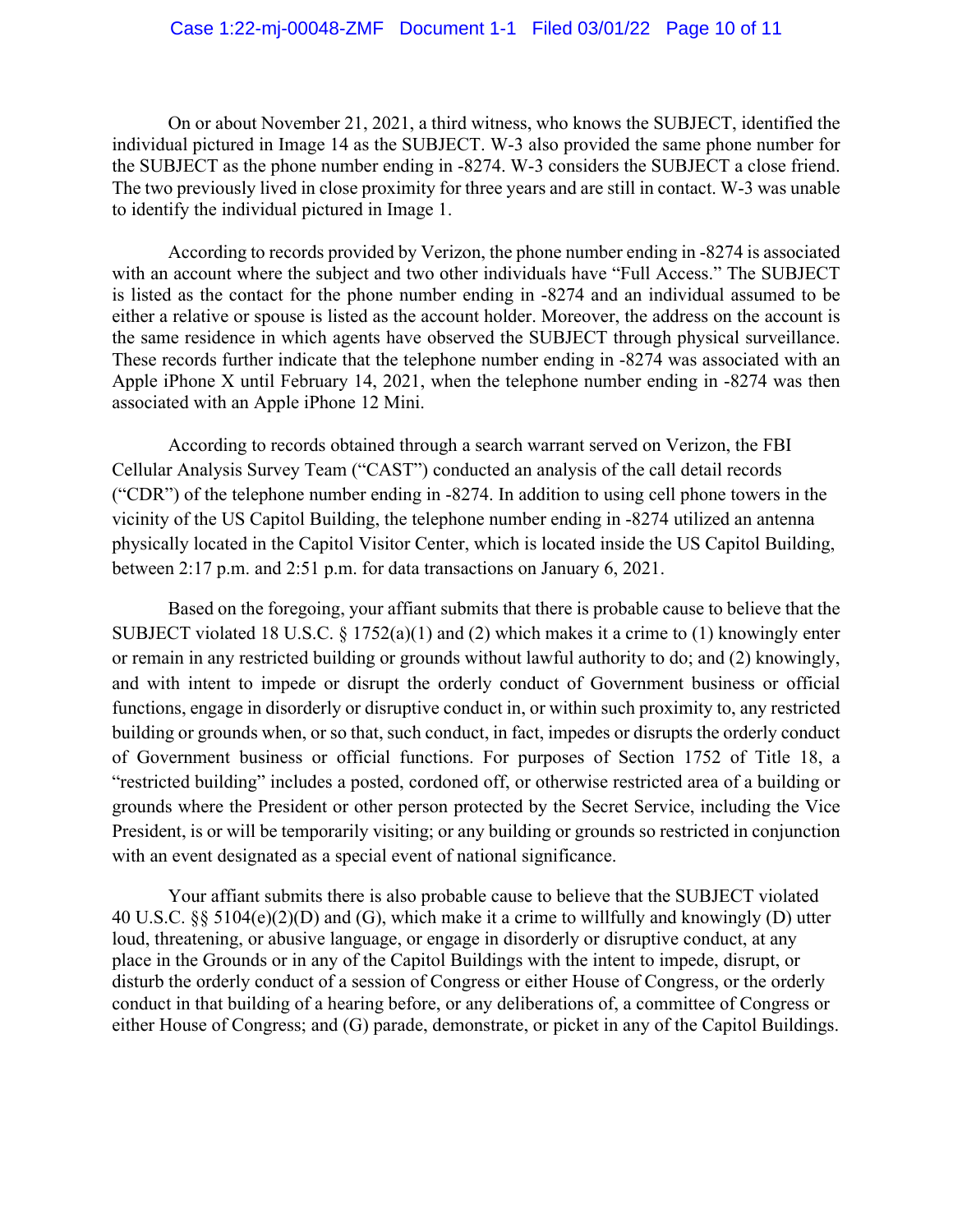On or about November 21, 2021, a third witness, who knows the SUBJECT, identified the individual pictured in Image 14 as the SUBJECT. W-3 also provided the same phone number for the SUBJECT as the phone number ending in -8274. W-3 considers the SUBJECT a close friend. The two previously lived in close proximity for three years and are still in contact. W-3 was unable to identify the individual pictured in Image 1.

According to records provided by Verizon, the phone number ending in -8274 is associated with an account where the subject and two other individuals have "Full Access." The SUBJECT is listed as the contact for the phone number ending in -8274 and an individual assumed to be either a relative or spouse is listed as the account holder. Moreover, the address on the account is the same residence in which agents have observed the SUBJECT through physical surveillance. These records further indicate that the telephone number ending in -8274 was associated with an Apple iPhone X until February 14, 2021, when the telephone number ending in -8274 was then associated with an Apple iPhone 12 Mini.

According to records obtained through a search warrant served on Verizon, the FBI Cellular Analysis Survey Team ("CAST") conducted an analysis of the call detail records ("CDR") of the telephone number ending in -8274. In addition to using cell phone towers in the vicinity of the US Capitol Building, the telephone number ending in -8274 utilized an antenna physically located in the Capitol Visitor Center, which is located inside the US Capitol Building, between 2:17 p.m. and 2:51 p.m. for data transactions on January 6, 2021.

Based on the foregoing, your affiant submits that there is probable cause to believe that the SUBJECT violated 18 U.S.C. § 1752(a)(1) and (2) which makes it a crime to (1) knowingly enter or remain in any restricted building or grounds without lawful authority to do; and (2) knowingly, and with intent to impede or disrupt the orderly conduct of Government business or official functions, engage in disorderly or disruptive conduct in, or within such proximity to, any restricted building or grounds when, or so that, such conduct, in fact, impedes or disrupts the orderly conduct of Government business or official functions. For purposes of Section 1752 of Title 18, a "restricted building" includes a posted, cordoned off, or otherwise restricted area of a building or grounds where the President or other person protected by the Secret Service, including the Vice President, is or will be temporarily visiting; or any building or grounds so restricted in conjunction with an event designated as a special event of national significance.

Your affiant submits there is also probable cause to believe that the SUBJECT violated 40 U.S.C. §§ 5104(e)(2)(D) and (G), which make it a crime to willfully and knowingly (D) utter loud, threatening, or abusive language, or engage in disorderly or disruptive conduct, at any place in the Grounds or in any of the Capitol Buildings with the intent to impede, disrupt, or disturb the orderly conduct of a session of Congress or either House of Congress, or the orderly conduct in that building of a hearing before, or any deliberations of, a committee of Congress or either House of Congress; and (G) parade, demonstrate, or picket in any of the Capitol Buildings.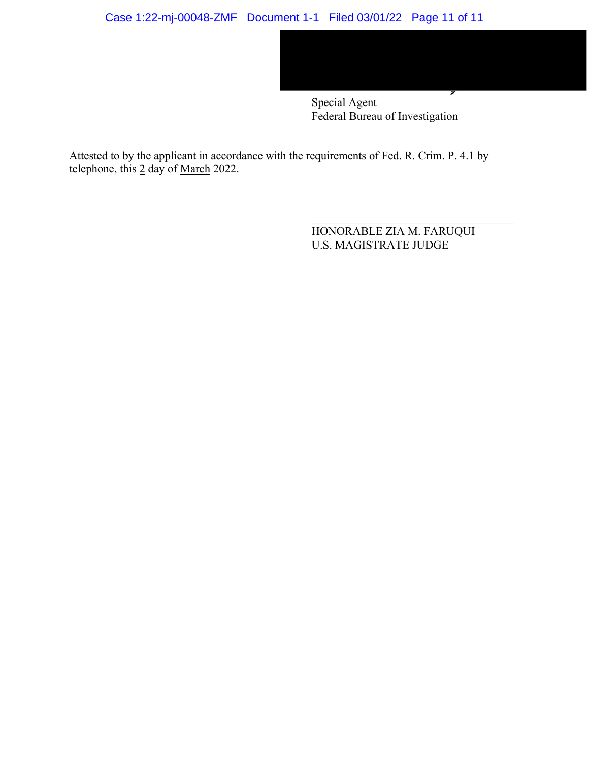Special Agent
Federal Bureau of Investigation

Attested to by the applicant in accordance with the requirements of Fed. R. Crim. P. 4.1 by telephone, this 2 day of March 2022.

___________________________
HONORABLE ZIA M. FARUQUI
U.S. MAGISTRATE JUDGE